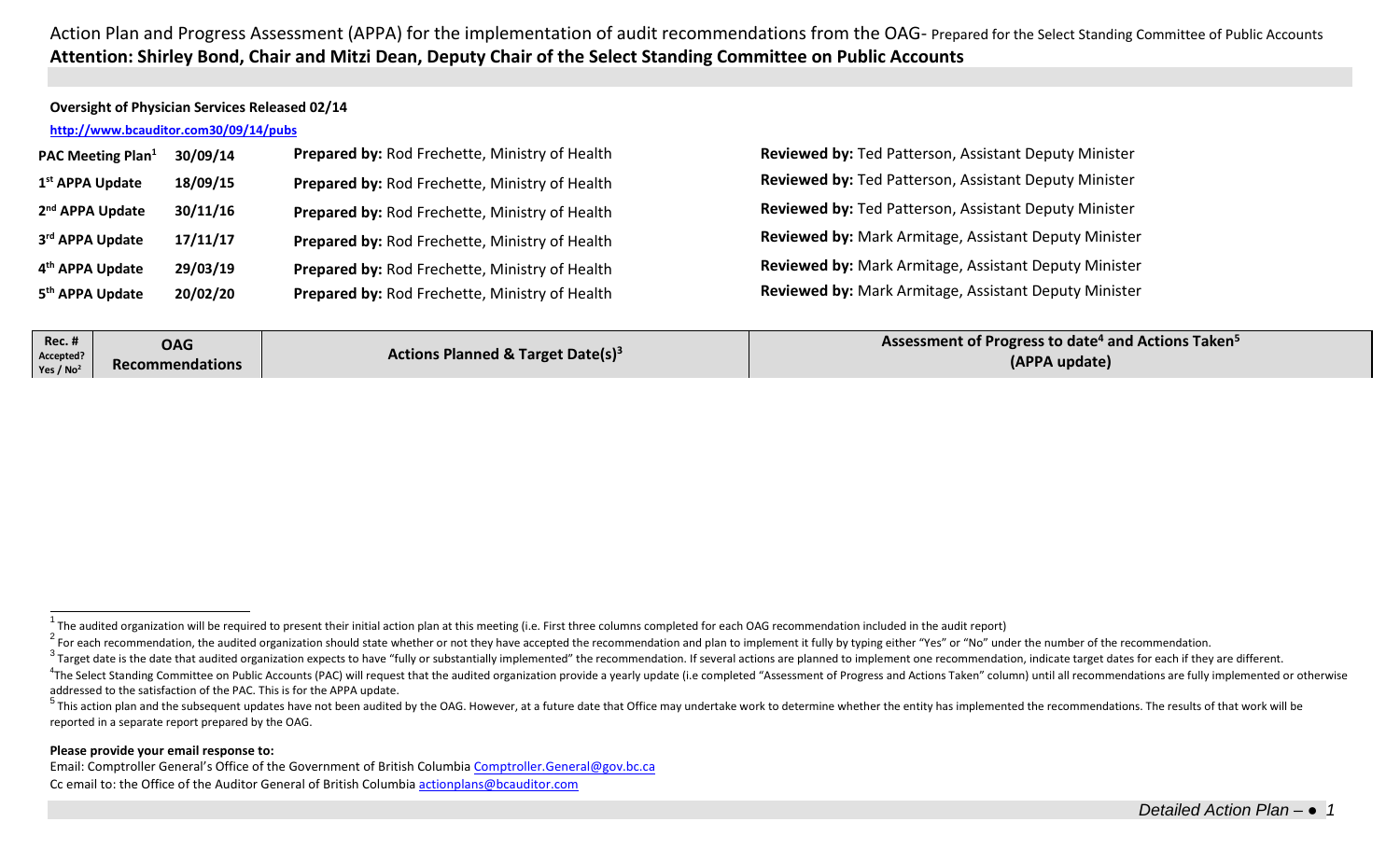Action Plan and Progress Assessment (APPA) for the implementation of audit recommendations from the OAG- Prepared for the Select Standing Committee of Public Accounts

**Attention: Shirley Bond, Chair and Mitzi Dean, Deputy Chair of the Select Standing Committee on Public Accounts**

**Oversight of Physician Services Released 02/14**

**http://www.bcauditor.com30/09/14/pubs**

| | | | |
|---|---|---|---|
| **PAC Meeting Plan**[1] | **30/09/14** | **Prepared by:** Rod Frechette, Ministry of Health | **Reviewed by:** Ted Patterson, Assistant Deputy Minister |
| **1st APPA Update** | **18/09/15** | **Prepared by:** Rod Frechette, Ministry of Health | **Reviewed by:** Ted Patterson, Assistant Deputy Minister |
| **2nd APPA Update** | **30/11/16** | **Prepared by:** Rod Frechette, Ministry of Health | **Reviewed by:** Ted Patterson, Assistant Deputy Minister |
| **3rd APPA Update** | **17/11/17** | **Prepared by:** Rod Frechette, Ministry of Health | **Reviewed by:** Mark Armitage, Assistant Deputy Minister |
| **4th APPA Update** | **29/03/19** | **Prepared by:** Rod Frechette, Ministry of Health | **Reviewed by:** Mark Armitage, Assistant Deputy Minister |
| **5th APPA Update** | **20/02/20** | **Prepared by:** Rod Frechette, Ministry of Health | **Reviewed by:** Mark Armitage, Assistant Deputy Minister |

| **Rec. # Accepted? Yes / No**[2] | **OAG Recommendations** | **Actions Planned & Target Date(s)**[3] | **Assessment of Progress to date**[4] **and Actions Taken**[5] **(APPA update)** |
|---|---|---|---|

[1] The audited organization will be required to present their initial action plan at this meeting (i.e. First three columns completed for each OAG recommendation included in the audit report)

[2] For each recommendation, the audited organization should state whether or not they have accepted the recommendation and plan to implement it fully by typing either "Yes" or "No" under the number of the recommendation.

[3] Target date is the date that audited organization expects to have "fully or substantially implemented" the recommendation. If several actions are planned to implement one recommendation, indicate target dates for each if they are different.

[4] The Select Standing Committee on Public Accounts (PAC) will request that the audited organization provide a yearly update (i.e completed "Assessment of Progress and Actions Taken" column) until all recommendations are fully implemented or otherwise addressed to the satisfaction of the PAC. This is for the APPA update.

[5] This action plan and the subsequent updates have not been audited by the OAG. However, at a future date that Office may undertake work to determine whether the entity has implemented the recommendations. The results of that work will be reported in a separate report prepared by the OAG.

**Please provide your email response to:**

Email: Comptroller General's Office of the Government of British Columbia Comptroller.General@gov.bc.ca

Cc email to: the Office of the Auditor General of British Columbia actionplans@bcauditor.com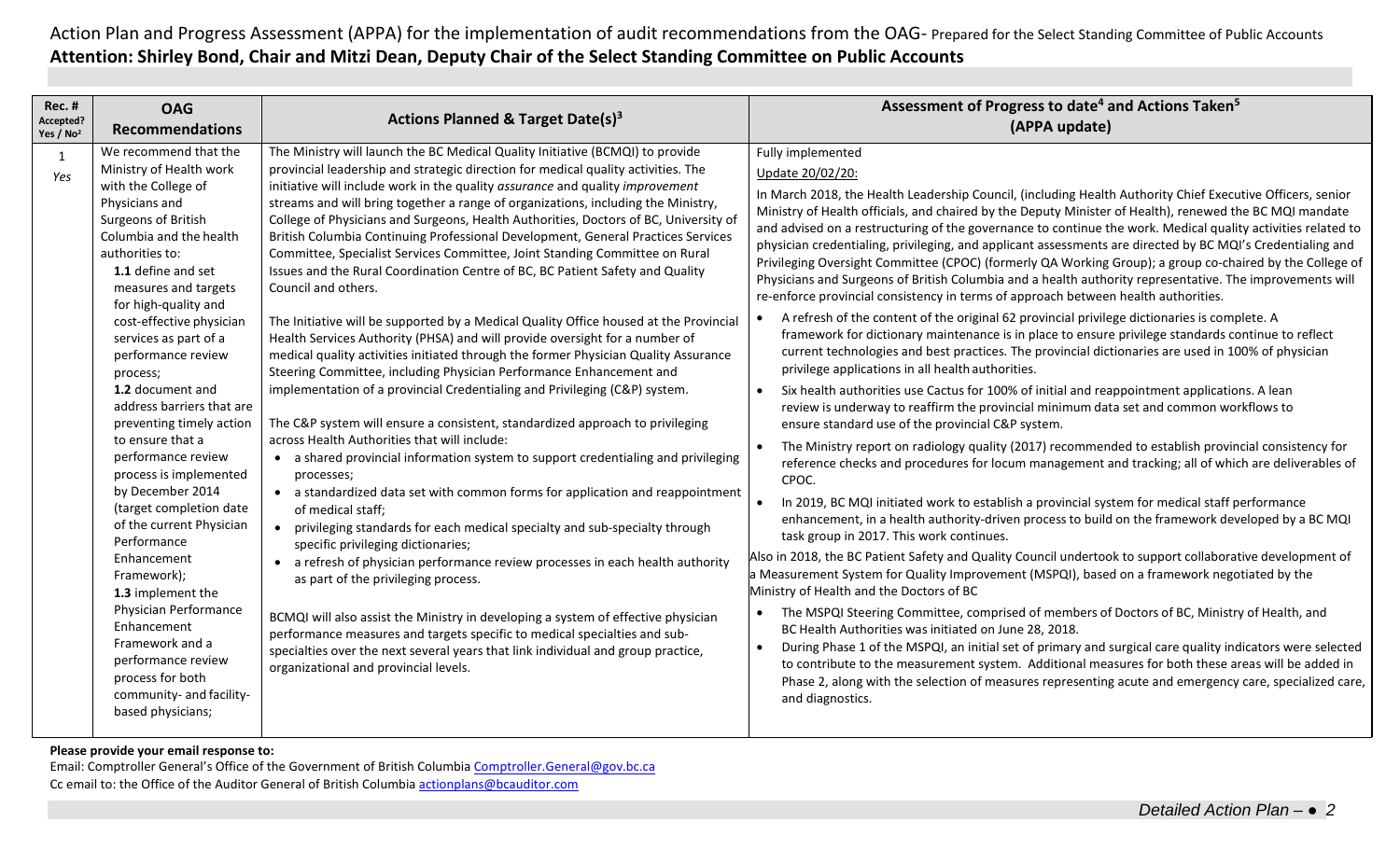Action Plan and Progress Assessment (APPA) for the implementation of audit recommendations from the OAG- Prepared for the Select Standing Committee of Public Accounts

**Attention: Shirley Bond, Chair and Mitzi Dean, Deputy Chair of the Select Standing Committee on Public Accounts**

| Rec. # Accepted? Yes / No[2] | OAG Recommendations | Actions Planned & Target Date(s)[3] | Assessment of Progress to date[4] and Actions Taken[5] (APPA update) |
|---|---|---|---|
| 1 *Yes* | We recommend that the Ministry of Health work with the College of Physicians and Surgeons of British Columbia and the health authorities to:<br>**1.1** define and set measures and targets for high-quality and cost-effective physician services as part of a performance review process;<br>**1.2** document and address barriers that are preventing timely action to ensure that a performance review process is implemented by December 2014 (target completion date of the current Physician Performance Enhancement Framework);<br>**1.3** implement the Physician Performance Enhancement Framework and a performance review process for both community- and facility-based physicians; | The Ministry will launch the BC Medical Quality Initiative (BCMQI) to provide provincial leadership and strategic direction for medical quality activities. The initiative will include work in the quality *assurance* and quality *improvement* streams and will bring together a range of organizations, including the Ministry, College of Physicians and Surgeons, Health Authorities, Doctors of BC, University of British Columbia Continuing Professional Development, General Practices Services Committee, Specialist Services Committee, Joint Standing Committee on Rural Issues and the Rural Coordination Centre of BC, BC Patient Safety and Quality Council and others.<br><br>The Initiative will be supported by a Medical Quality Office housed at the Provincial Health Services Authority (PHSA) and will provide oversight for a number of medical quality activities initiated through the former Physician Quality Assurance Steering Committee, including Physician Performance Enhancement and implementation of a provincial Credentialing and Privileging (C&P) system.<br><br>The C&P system will ensure a consistent, standardized approach to privileging across Health Authorities that will include:<br>• a shared provincial information system to support credentialing and privileging processes;<br>• a standardized data set with common forms for application and reappointment of medical staff;<br>• privileging standards for each medical specialty and sub-specialty through specific privileging dictionaries;<br>• a refresh of physician performance review processes in each health authority as part of the privileging process.<br><br>BCMQI will also assist the Ministry in developing a system of effective physician performance measures and targets specific to medical specialties and sub-specialties over the next several years that link individual and group practice, organizational and provincial levels. | Fully implemented<br>Update 20/02/20:<br>In March 2018, the Health Leadership Council, (including Health Authority Chief Executive Officers, senior Ministry of Health officials, and chaired by the Deputy Minister of Health), renewed the BC MQI mandate and advised on a restructuring of the governance to continue the work. Medical quality activities related to physician credentialing, privileging, and applicant assessments are directed by BC MQI's Credentialing and Privileging Oversight Committee (CPOC) (formerly QA Working Group); a group co-chaired by the College of Physicians and Surgeons of British Columbia and a health authority representative. The improvements will re-enforce provincial consistency in terms of approach between health authorities.<br>• A refresh of the content of the original 62 provincial privilege dictionaries is complete. A framework for dictionary maintenance is in place to ensure privilege standards continue to reflect current technologies and best practices. The provincial dictionaries are used in 100% of physician privilege applications in all health authorities.<br>• Six health authorities use Cactus for 100% of initial and reappointment applications. A lean review is underway to reaffirm the provincial minimum data set and common workflows to ensure standard use of the provincial C&P system.<br>• The Ministry report on radiology quality (2017) recommended to establish provincial consistency for reference checks and procedures for locum management and tracking; all of which are deliverables of CPOC.<br>• In 2019, BC MQI initiated work to establish a provincial system for medical staff performance enhancement, in a health authority-driven process to build on the framework developed by a BC MQI task group in 2017. This work continues.<br>Also in 2018, the BC Patient Safety and Quality Council undertook to support collaborative development of a Measurement System for Quality Improvement (MSPQI), based on a framework negotiated by the Ministry of Health and the Doctors of BC<br>• The MSPQI Steering Committee, comprised of members of Doctors of BC, Ministry of Health, and BC Health Authorities was initiated on June 28, 2018.<br>• During Phase 1 of the MSPQI, an initial set of primary and surgical care quality indicators were selected to contribute to the measurement system. Additional measures for both these areas will be added in Phase 2, along with the selection of measures representing acute and emergency care, specialized care, and diagnostics. |

**Please provide your email response to:**

Email: Comptroller General's Office of the Government of British Columbia Comptroller.General@gov.bc.ca

Cc email to: the Office of the Auditor General of British Columbia actionplans@bcauditor.com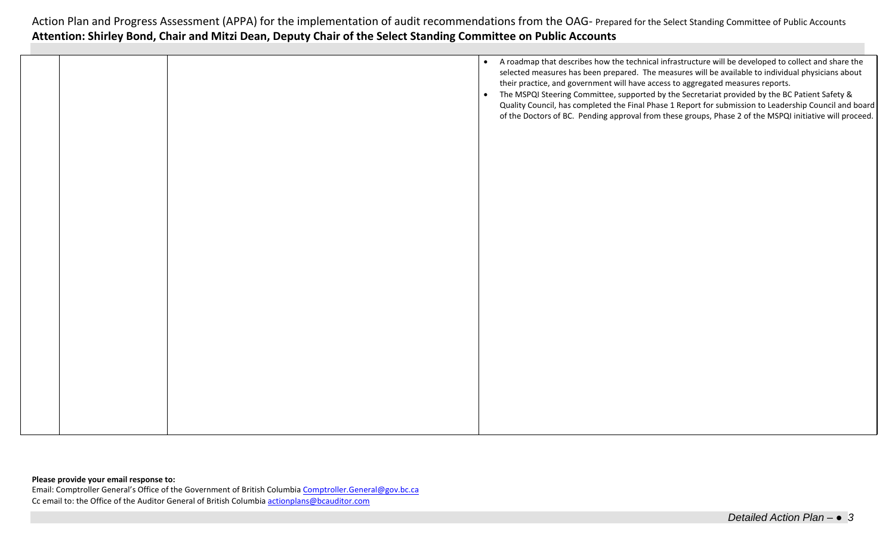| | | | |
|---|---|---|---|
| | | | • A roadmap that describes how the technical infrastructure will be developed to collect and share the selected measures has been prepared. The measures will be available to individual physicians about their practice, and government will have access to aggregated measures reports.<br>• The MSPQI Steering Committee, supported by the Secretariat provided by the BC Patient Safety & Quality Council, has completed the Final Phase 1 Report for submission to Leadership Council and board of the Doctors of BC. Pending approval from these groups, Phase 2 of the MSPQI initiative will proceed. |

**Please provide your email response to:**
Email: Comptroller General's Office of the Government of British Columbia Comptroller.General@gov.bc.ca
Cc email to: the Office of the Auditor General of British Columbia actionplans@bcauditor.com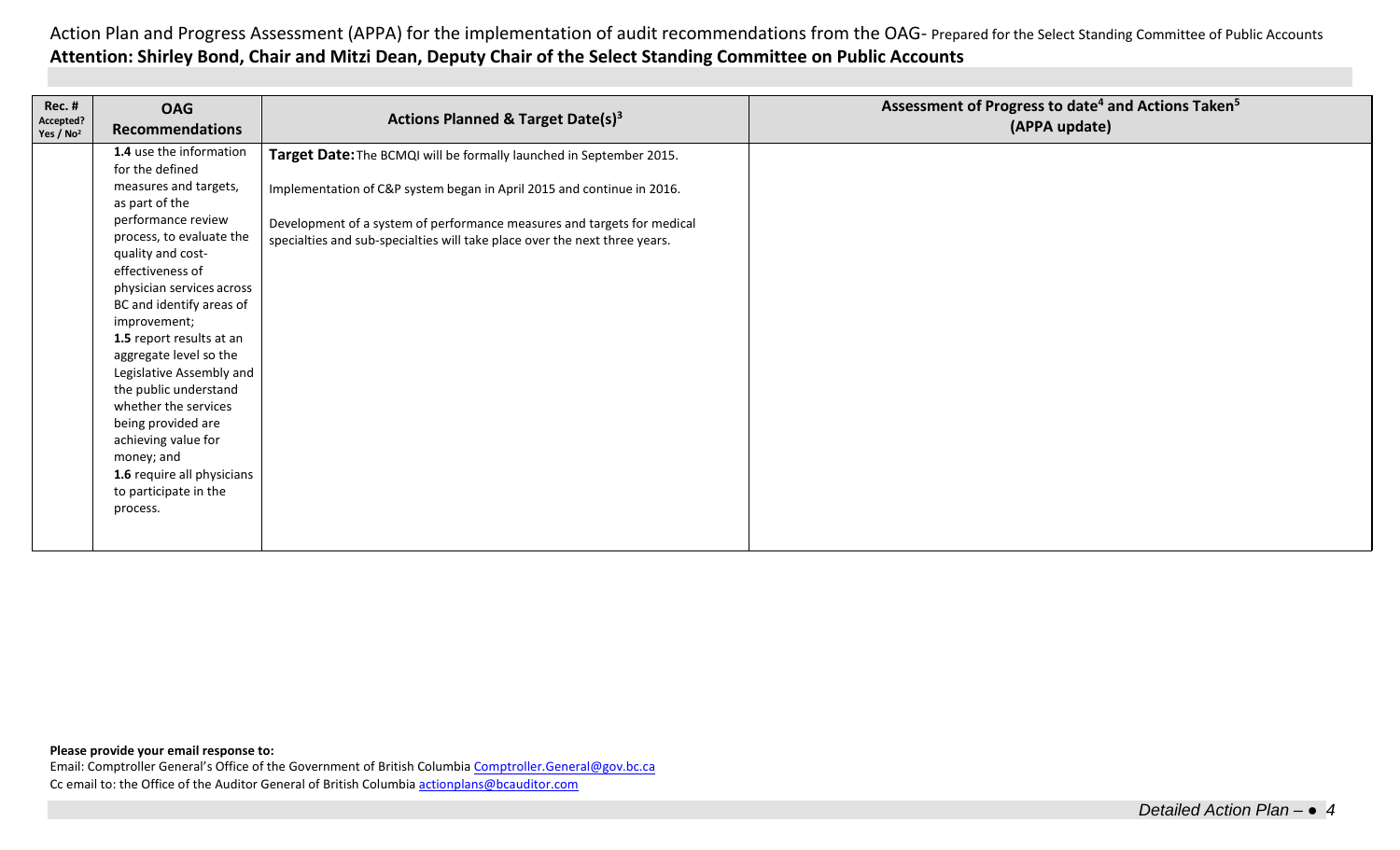Action Plan and Progress Assessment (APPA) for the implementation of audit recommendations from the OAG- Prepared for the Select Standing Committee of Public Accounts

**Attention: Shirley Bond, Chair and Mitzi Dean, Deputy Chair of the Select Standing Committee on Public Accounts**

| Rec. # Accepted? Yes / No[2] | OAG Recommendations | Actions Planned & Target Date(s)[3] | Assessment of Progress to date[4] and Actions Taken[5] (APPA update) |
|---|---|---|---|
| | **1.4** use the information for the defined measures and targets, as part of the performance review process, to evaluate the quality and cost-effectiveness of physician services across BC and identify areas of improvement;<br>**1.5** report results at an aggregate level so the Legislative Assembly and the public understand whether the services being provided are achieving value for money; and<br>**1.6** require all physicians to participate in the process. | **Target Date:** The BCMQI will be formally launched in September 2015.<br><br>Implementation of C&P system began in April 2015 and continue in 2016.<br><br>Development of a system of performance measures and targets for medical specialties and sub-specialties will take place over the next three years. | |

**Please provide your email response to:**

Email: Comptroller General's Office of the Government of British Columbia Comptroller.General@gov.bc.ca

Cc email to: the Office of the Auditor General of British Columbia actionplans@bcauditor.com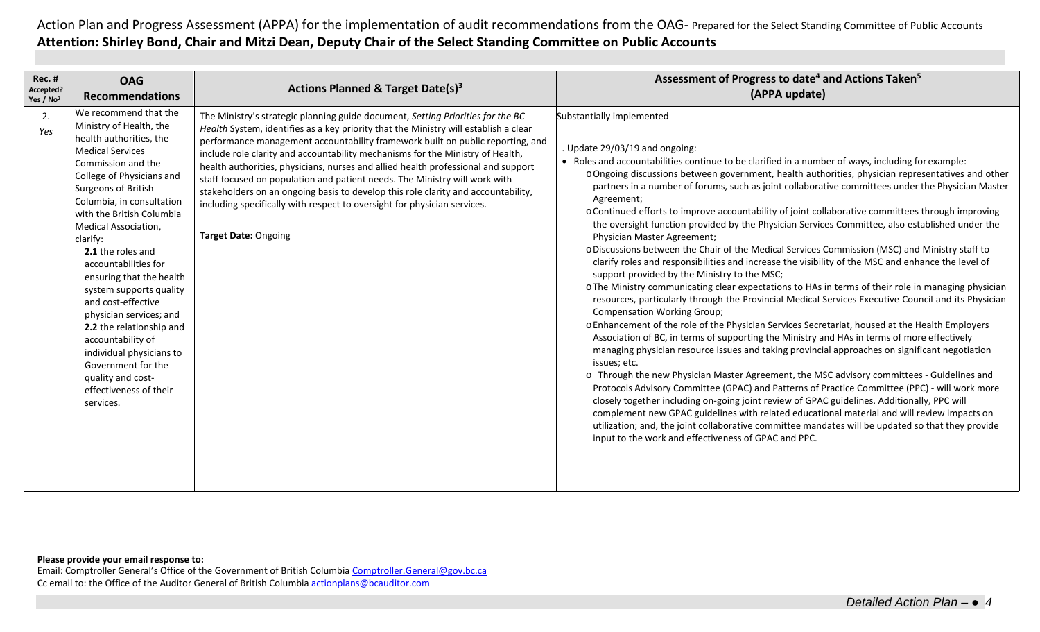Action Plan and Progress Assessment (APPA) for the implementation of audit recommendations from the OAG- Prepared for the Select Standing Committee of Public Accounts

**Attention: Shirley Bond, Chair and Mitzi Dean, Deputy Chair of the Select Standing Committee on Public Accounts**

| Rec. # Accepted? Yes / No[2] | OAG Recommendations | Actions Planned & Target Date(s)[3] | Assessment of Progress to date[4] and Actions Taken[5] (APPA update) |
|---|---|---|---|
| 2. *Yes* | We recommend that the Ministry of Health, the health authorities, the Medical Services Commission and the College of Physicians and Surgeons of British Columbia, in consultation with the British Columbia Medical Association, clarify:<br>**2.1** the roles and accountabilities for ensuring that the health system supports quality and cost-effective physician services; and<br>**2.2** the relationship and accountability of individual physicians to Government for the quality and cost-effectiveness of their services. | The Ministry's strategic planning guide document, *Setting Priorities for the BC Health* System, identifies as a key priority that the Ministry will establish a clear performance management accountability framework built on public reporting, and include role clarity and accountability mechanisms for the Ministry of Health, health authorities, physicians, nurses and allied health professional and support staff focused on population and patient needs. The Ministry will work with stakeholders on an ongoing basis to develop this role clarity and accountability, including specifically with respect to oversight for physician services.<br><br>**Target Date:** Ongoing | Substantially implemented<br><br>. Update 29/03/19 and ongoing:<br>• Roles and accountabilities continue to be clarified in a number of ways, including for example:<br>o Ongoing discussions between government, health authorities, physician representatives and other partners in a number of forums, such as joint collaborative committees under the Physician Master Agreement;<br>o Continued efforts to improve accountability of joint collaborative committees through improving the oversight function provided by the Physician Services Committee, also established under the Physician Master Agreement;<br>o Discussions between the Chair of the Medical Services Commission (MSC) and Ministry staff to clarify roles and responsibilities and increase the visibility of the MSC and enhance the level of support provided by the Ministry to the MSC;<br>o The Ministry communicating clear expectations to HAs in terms of their role in managing physician resources, particularly through the Provincial Medical Services Executive Council and its Physician Compensation Working Group;<br>o Enhancement of the role of the Physician Services Secretariat, housed at the Health Employers Association of BC, in terms of supporting the Ministry and HAs in terms of more effectively managing physician resource issues and taking provincial approaches on significant negotiation issues; etc.<br>o Through the new Physician Master Agreement, the MSC advisory committees - Guidelines and Protocols Advisory Committee (GPAC) and Patterns of Practice Committee (PPC) - will work more closely together including on-going joint review of GPAC guidelines. Additionally, PPC will complement new GPAC guidelines with related educational material and will review impacts on utilization; and, the joint collaborative committee mandates will be updated so that they provide input to the work and effectiveness of GPAC and PPC. |

**Please provide your email response to:**
Email: Comptroller General's Office of the Government of British Columbia Comptroller.General@gov.bc.ca
Cc email to: the Office of the Auditor General of British Columbia actionplans@bcauditor.com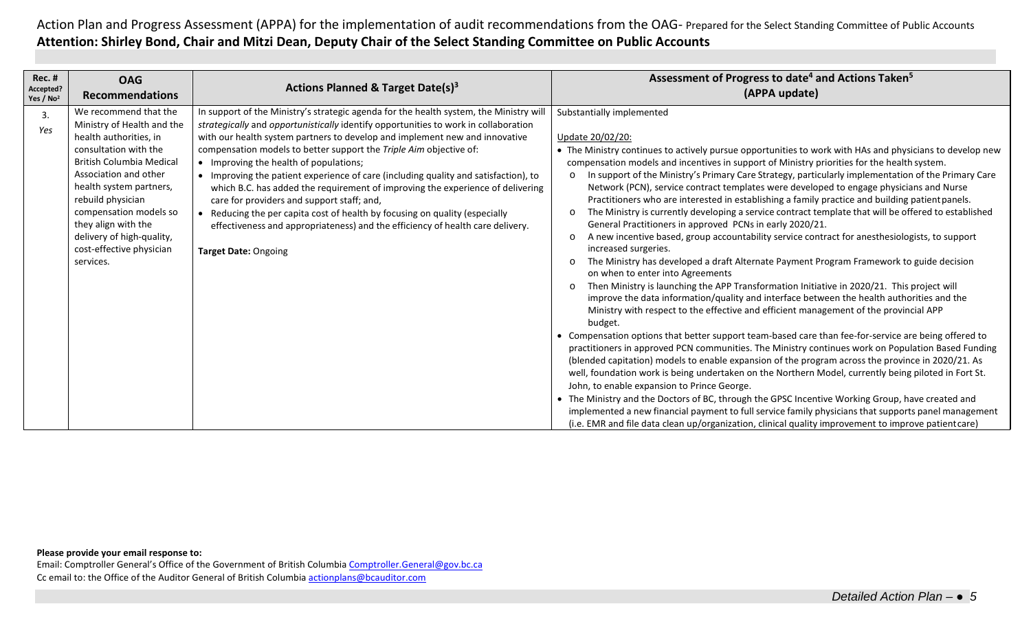Action Plan and Progress Assessment (APPA) for the implementation of audit recommendations from the OAG- Prepared for the Select Standing Committee of Public Accounts

**Attention: Shirley Bond, Chair and Mitzi Dean, Deputy Chair of the Select Standing Committee on Public Accounts**

| Rec. # Accepted? Yes / No[2] | OAG Recommendations | Actions Planned & Target Date(s)[3] | Assessment of Progress to date[4] and Actions Taken[5] (APPA update) |
|---|---|---|---|
| 3. *Yes* | We recommend that the Ministry of Health and the health authorities, in consultation with the British Columbia Medical Association and other health system partners, rebuild physician compensation models so they align with the delivery of high-quality, cost-effective physician services. | In support of the Ministry's strategic agenda for the health system, the Ministry will *strategically* and *opportunistically* identify opportunities to work in collaboration with our health system partners to develop and implement new and innovative compensation models to better support the *Triple Aim* objective of: <br>• Improving the health of populations; <br>• Improving the patient experience of care (including quality and satisfaction), to which B.C. has added the requirement of improving the experience of delivering care for providers and support staff; and, <br>• Reducing the per capita cost of health by focusing on quality (especially effectiveness and appropriateness) and the efficiency of health care delivery. <br><br>**Target Date:** Ongoing | Substantially implemented <br><br>Update 20/02/20: <br>• The Ministry continues to actively pursue opportunities to work with HAs and physicians to develop new compensation models and incentives in support of Ministry priorities for the health system. <br>o In support of the Ministry's Primary Care Strategy, particularly implementation of the Primary Care Network (PCN), service contract templates were developed to engage physicians and Nurse Practitioners who are interested in establishing a family practice and building patient panels. <br>o The Ministry is currently developing a service contract template that will be offered to established General Practitioners in approved PCNs in early 2020/21. <br>o A new incentive based, group accountability service contract for anesthesiologists, to support increased surgeries. <br>o The Ministry has developed a draft Alternate Payment Program Framework to guide decision on when to enter into Agreements <br>o Then Ministry is launching the APP Transformation Initiative in 2020/21. This project will improve the data information/quality and interface between the health authorities and the Ministry with respect to the effective and efficient management of the provincial APP budget. <br>• Compensation options that better support team-based care than fee-for-service are being offered to practitioners in approved PCN communities. The Ministry continues work on Population Based Funding (blended capitation) models to enable expansion of the program across the province in 2020/21. As well, foundation work is being undertaken on the Northern Model, currently being piloted in Fort St. John, to enable expansion to Prince George. <br>• The Ministry and the Doctors of BC, through the GPSC Incentive Working Group, have created and implemented a new financial payment to full service family physicians that supports panel management (i.e. EMR and file data clean up/organization, clinical quality improvement to improve patient care) |

**Please provide your email response to:**

Email: Comptroller General's Office of the Government of British Columbia Comptroller.General@gov.bc.ca

Cc email to: the Office of the Auditor General of British Columbia actionplans@bcauditor.com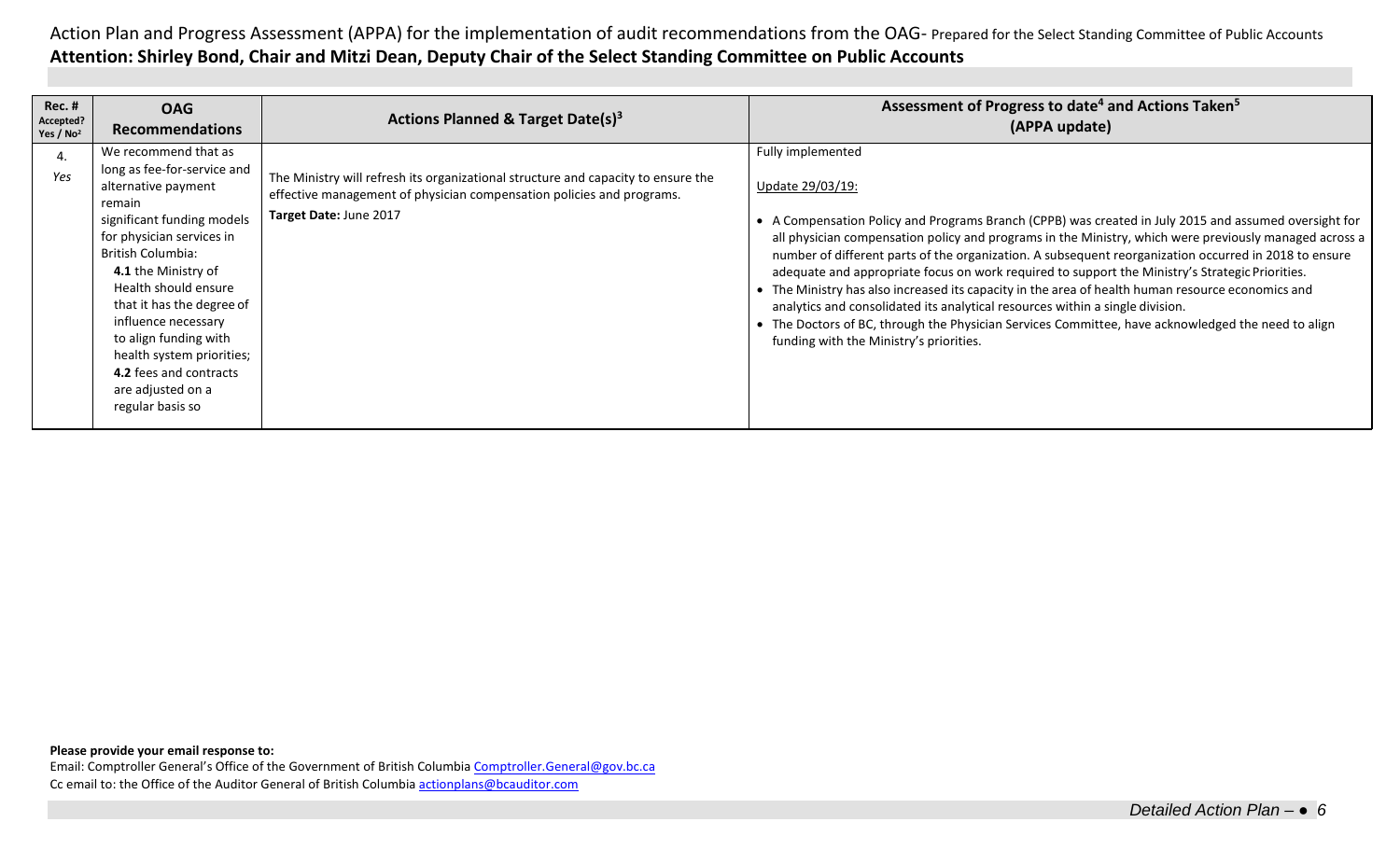Action Plan and Progress Assessment (APPA) for the implementation of audit recommendations from the OAG- Prepared for the Select Standing Committee of Public Accounts

**Attention: Shirley Bond, Chair and Mitzi Dean, Deputy Chair of the Select Standing Committee on Public Accounts**

| Rec. # Accepted? Yes / No[2] | OAG Recommendations | Actions Planned & Target Date(s)[3] | Assessment of Progress to date[4] and Actions Taken[5] (APPA update) |
|---|---|---|---|
| 4. *Yes* | We recommend that as long as fee-for-service and alternative payment remain significant funding models for physician services in British Columbia: **4.1** the Ministry of Health should ensure that it has the degree of influence necessary to align funding with health system priorities; **4.2** fees and contracts are adjusted on a regular basis so | The Ministry will refresh its organizational structure and capacity to ensure the effective management of physician compensation policies and programs. **Target Date:** June 2017 | Fully implemented<br><br>Update 29/03/19:<br><br>• A Compensation Policy and Programs Branch (CPPB) was created in July 2015 and assumed oversight for all physician compensation policy and programs in the Ministry, which were previously managed across a number of different parts of the organization. A subsequent reorganization occurred in 2018 to ensure adequate and appropriate focus on work required to support the Ministry's Strategic Priorities.<br>• The Ministry has also increased its capacity in the area of health human resource economics and analytics and consolidated its analytical resources within a single division.<br>• The Doctors of BC, through the Physician Services Committee, have acknowledged the need to align funding with the Ministry's priorities. |

**Please provide your email response to:**

Email: Comptroller General's Office of the Government of British Columbia Comptroller.General@gov.bc.ca

Cc email to: the Office of the Auditor General of British Columbia actionplans@bcauditor.com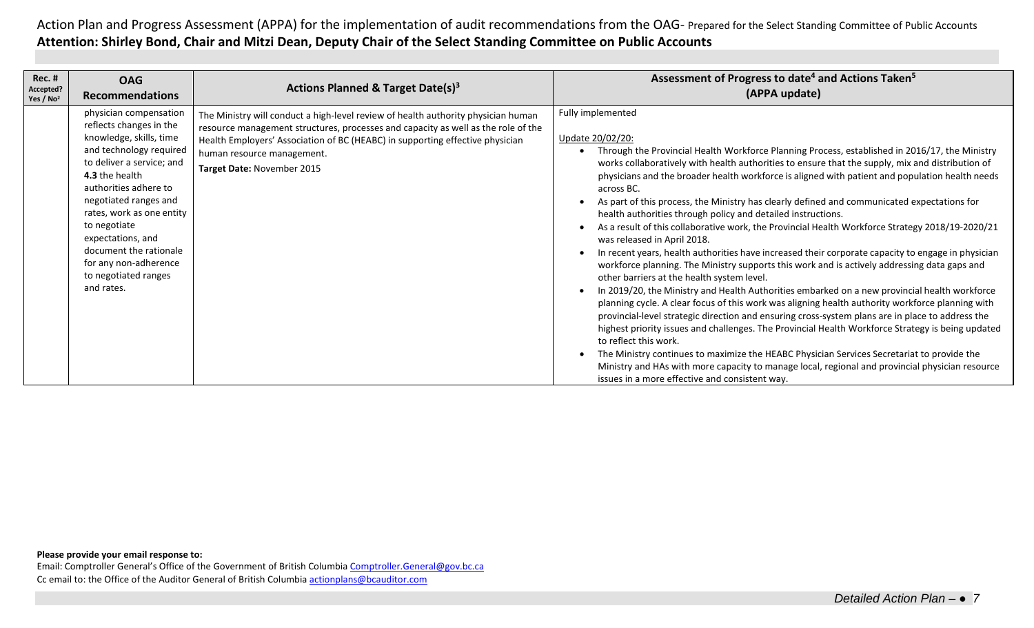Action Plan and Progress Assessment (APPA) for the implementation of audit recommendations from the OAG- Prepared for the Select Standing Committee of Public Accounts

**Attention: Shirley Bond, Chair and Mitzi Dean, Deputy Chair of the Select Standing Committee on Public Accounts**

| Rec. # Accepted? Yes / No[2] | OAG Recommendations | Actions Planned & Target Date(s)[3] | Assessment of Progress to date[4] and Actions Taken[5] (APPA update) |
|---|---|---|---|
| | physician compensation reflects changes in the knowledge, skills, time and technology required to deliver a service; and **4.3** the health authorities adhere to negotiated ranges and rates, work as one entity to negotiate expectations, and document the rationale for any non-adherence to negotiated ranges and rates. | The Ministry will conduct a high-level review of health authority physician human resource management structures, processes and capacity as well as the role of the Health Employers' Association of BC (HEABC) in supporting effective physician human resource management.<br>**Target Date:** November 2015 | Fully implemented<br><br>Update 20/02/20:<br>• Through the Provincial Health Workforce Planning Process, established in 2016/17, the Ministry works collaboratively with health authorities to ensure that the supply, mix and distribution of physicians and the broader health workforce is aligned with patient and population health needs across BC.<br>• As part of this process, the Ministry has clearly defined and communicated expectations for health authorities through policy and detailed instructions.<br>• As a result of this collaborative work, the Provincial Health Workforce Strategy 2018/19-2020/21 was released in April 2018.<br>• In recent years, health authorities have increased their corporate capacity to engage in physician workforce planning. The Ministry supports this work and is actively addressing data gaps and other barriers at the health system level.<br>• In 2019/20, the Ministry and Health Authorities embarked on a new provincial health workforce planning cycle. A clear focus of this work was aligning health authority workforce planning with provincial-level strategic direction and ensuring cross-system plans are in place to address the highest priority issues and challenges. The Provincial Health Workforce Strategy is being updated to reflect this work.<br>• The Ministry continues to maximize the HEABC Physician Services Secretariat to provide the Ministry and HAs with more capacity to manage local, regional and provincial physician resource issues in a more effective and consistent way. |

**Please provide your email response to:**

Email: Comptroller General's Office of the Government of British Columbia Comptroller.General@gov.bc.ca

Cc email to: the Office of the Auditor General of British Columbia actionplans@bcauditor.com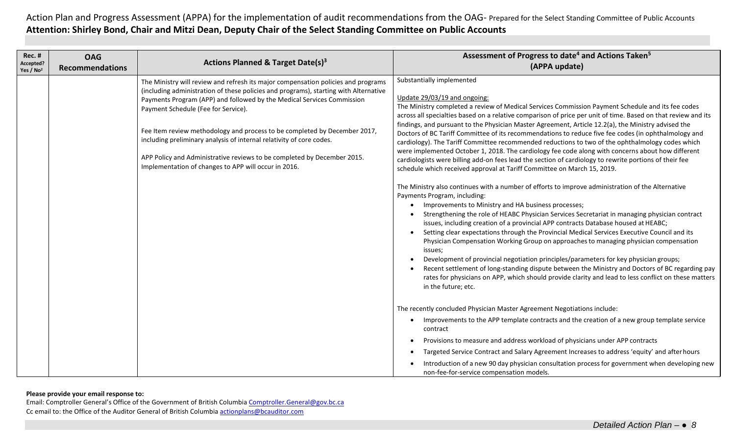Action Plan and Progress Assessment (APPA) for the implementation of audit recommendations from the OAG- Prepared for the Select Standing Committee of Public Accounts

**Attention: Shirley Bond, Chair and Mitzi Dean, Deputy Chair of the Select Standing Committee on Public Accounts**

| Rec. # Accepted? Yes / No[2] | OAG Recommendations | Actions Planned & Target Date(s)[3] | Assessment of Progress to date[4] and Actions Taken[5] (APPA update) |
|---|---|---|---|
| | | The Ministry will review and refresh its major compensation policies and programs (including administration of these policies and programs), starting with Alternative Payments Program (APP) and followed by the Medical Services Commission Payment Schedule (Fee for Service).<br><br>Fee Item review methodology and process to be completed by December 2017, including preliminary analysis of internal relativity of core codes.<br><br>APP Policy and Administrative reviews to be completed by December 2015. Implementation of changes to APP will occur in 2016. | Substantially implemented<br><br>Update 29/03/19 and ongoing:<br>The Ministry completed a review of Medical Services Commission Payment Schedule and its fee codes across all specialties based on a relative comparison of price per unit of time. Based on that review and its findings, and pursuant to the Physician Master Agreement, Article 12.2(a), the Ministry advised the Doctors of BC Tariff Committee of its recommendations to reduce five fee codes (in ophthalmology and cardiology). The Tariff Committee recommended reductions to two of the ophthalmology codes which were implemented October 1, 2018. The cardiology fee code along with concerns about how different cardiologists were billing add-on fees lead the section of cardiology to rewrite portions of their fee schedule which received approval at Tariff Committee on March 15, 2019.<br><br>The Ministry also continues with a number of efforts to improve administration of the Alternative Payments Program, including:<br>• Improvements to Ministry and HA business processes;<br>• Strengthening the role of HEABC Physician Services Secretariat in managing physician contract issues, including creation of a provincial APP contracts Database housed at HEABC;<br>• Setting clear expectations through the Provincial Medical Services Executive Council and its Physician Compensation Working Group on approaches to managing physician compensation issues;<br>• Development of provincial negotiation principles/parameters for key physician groups;<br>• Recent settlement of long-standing dispute between the Ministry and Doctors of BC regarding pay rates for physicians on APP, which should provide clarity and lead to less conflict on these matters in the future; etc.<br><br>The recently concluded Physician Master Agreement Negotiations include:<br>• Improvements to the APP template contracts and the creation of a new group template service contract<br>• Provisions to measure and address workload of physicians under APP contracts<br>• Targeted Service Contract and Salary Agreement Increases to address 'equity' and after hours<br>• Introduction of a new 90 day physician consultation process for government when developing new non-fee-for-service compensation models. |

**Please provide your email response to:**

Email: Comptroller General's Office of the Government of British Columbia Comptroller.General@gov.bc.ca

Cc email to: the Office of the Auditor General of British Columbia actionplans@bcauditor.com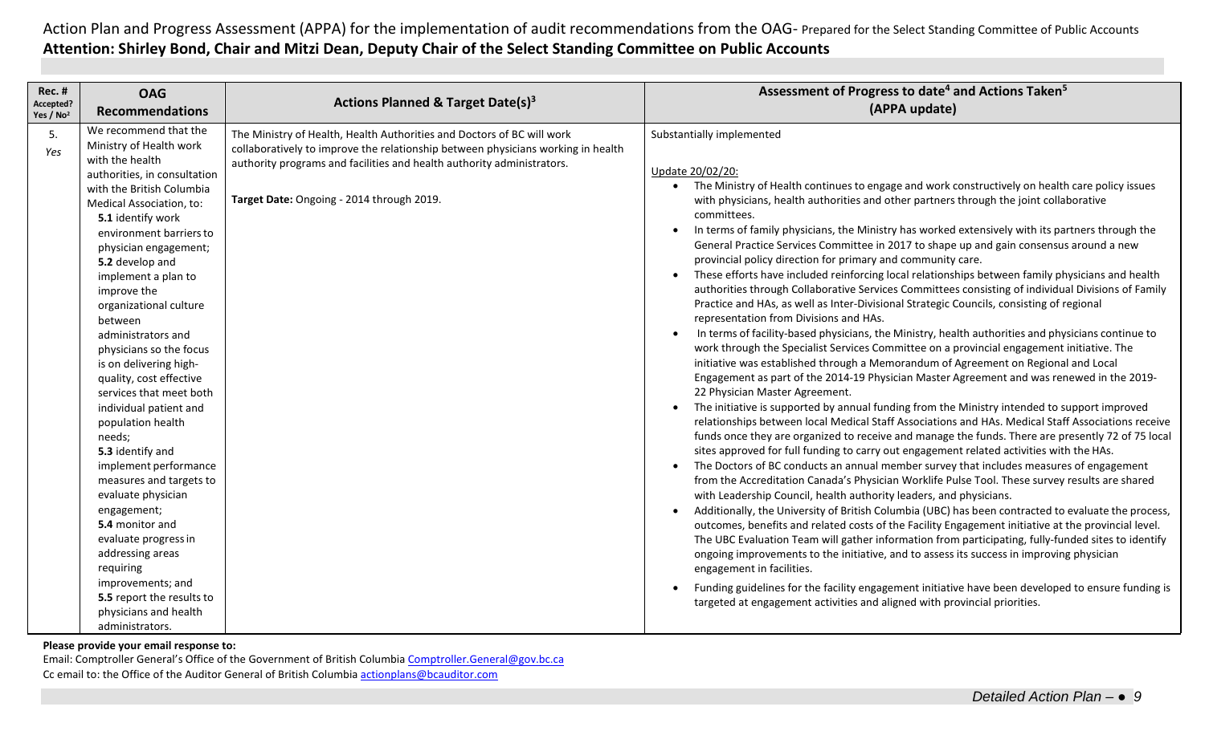Action Plan and Progress Assessment (APPA) for the implementation of audit recommendations from the OAG- Prepared for the Select Standing Committee of Public Accounts
**Attention: Shirley Bond, Chair and Mitzi Dean, Deputy Chair of the Select Standing Committee on Public Accounts**

| Rec. # Accepted? Yes / No[2] | OAG Recommendations | Actions Planned & Target Date(s)[3] | Assessment of Progress to date[4] and Actions Taken[5] (APPA update) |
|---|---|---|---|
| 5. *Yes* | We recommend that the Ministry of Health work with the health authorities, in consultation with the British Columbia Medical Association, to: **5.1** identify work environment barriers to physician engagement; **5.2** develop and implement a plan to improve the organizational culture between administrators and physicians so the focus is on delivering high-quality, cost effective services that meet both individual patient and population health needs; **5.3** identify and implement performance measures and targets to evaluate physician engagement; **5.4** monitor and evaluate progress in addressing areas requiring improvements; and **5.5** report the results to physicians and health administrators. | The Ministry of Health, Health Authorities and Doctors of BC will work collaboratively to improve the relationship between physicians working in health authority programs and facilities and health authority administrators. <br><br> **Target Date:** Ongoing - 2014 through 2019. | Substantially implemented <br><br> Update 20/02/20: <br> • The Ministry of Health continues to engage and work constructively on health care policy issues with physicians, health authorities and other partners through the joint collaborative committees. <br> • In terms of family physicians, the Ministry has worked extensively with its partners through the General Practice Services Committee in 2017 to shape up and gain consensus around a new provincial policy direction for primary and community care. <br> • These efforts have included reinforcing local relationships between family physicians and health authorities through Collaborative Services Committees consisting of individual Divisions of Family Practice and HAs, as well as Inter-Divisional Strategic Councils, consisting of regional representation from Divisions and HAs. <br> • In terms of facility-based physicians, the Ministry, health authorities and physicians continue to work through the Specialist Services Committee on a provincial engagement initiative. The initiative was established through a Memorandum of Agreement on Regional and Local Engagement as part of the 2014-19 Physician Master Agreement and was renewed in the 2019-22 Physician Master Agreement. <br> • The initiative is supported by annual funding from the Ministry intended to support improved relationships between local Medical Staff Associations and HAs. Medical Staff Associations receive funds once they are organized to receive and manage the funds. There are presently 72 of 75 local sites approved for full funding to carry out engagement related activities with the HAs. <br> • The Doctors of BC conducts an annual member survey that includes measures of engagement from the Accreditation Canada's Physician Worklife Pulse Tool. These survey results are shared with Leadership Council, health authority leaders, and physicians. <br> • Additionally, the University of British Columbia (UBC) has been contracted to evaluate the process, outcomes, benefits and related costs of the Facility Engagement initiative at the provincial level. The UBC Evaluation Team will gather information from participating, fully-funded sites to identify ongoing improvements to the initiative, and to assess its success in improving physician engagement in facilities. <br> • Funding guidelines for the facility engagement initiative have been developed to ensure funding is targeted at engagement activities and aligned with provincial priorities. |

**Please provide your email response to:**
Email: Comptroller General's Office of the Government of British Columbia Comptroller.General@gov.bc.ca
Cc email to: the Office of the Auditor General of British Columbia actionplans@bcauditor.com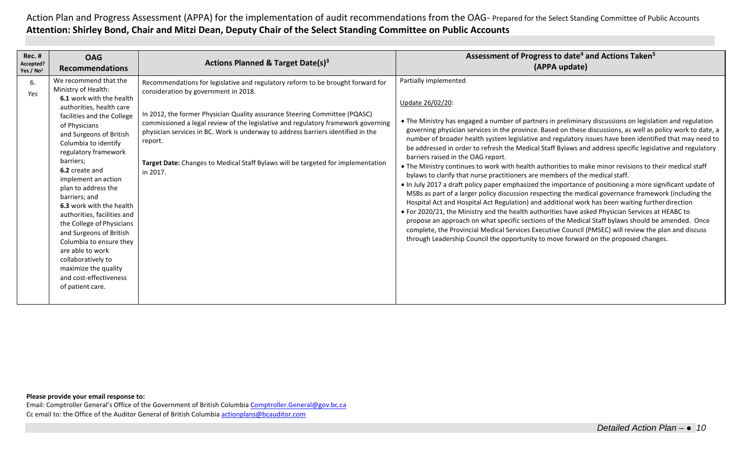Action Plan and Progress Assessment (APPA) for the implementation of audit recommendations from the OAG- Prepared for the Select Standing Committee of Public Accounts

**Attention: Shirley Bond, Chair and Mitzi Dean, Deputy Chair of the Select Standing Committee on Public Accounts**

| Rec. # Accepted? Yes / No[2] | OAG Recommendations | Actions Planned & Target Date(s)[3] | Assessment of Progress to date[4] and Actions Taken[5] (APPA update) |
|---|---|---|---|
| 6. *Yes* | We recommend that the Ministry of Health: **6.1** work with the health authorities, health care facilities and the College of Physicians and Surgeons of British Columbia to identify regulatory framework barriers; **6.2** create and implement an action plan to address the barriers; and **6.3** work with the health authorities, facilities and the College of Physicians and Surgeons of British Columbia to ensure they are able to work collaboratively to maximize the quality and cost-effectiveness of patient care. | Recommendations for legislative and regulatory reform to be brought forward for consideration by government in 2018.<br><br>In 2012, the former Physician Quality assurance Steering Committee (PQASC) commissioned a legal review of the legislative and regulatory framework governing physician services in BC. Work is underway to address barriers identified in the report.<br><br>**Target Date:** Changes to Medical Staff Bylaws will be targeted for implementation in 2017. | Partially implemented<br><br>Update 26/02/20:<br><br>• The Ministry has engaged a number of partners in preliminary discussions on legislation and regulation governing physician services in the province. Based on these discussions, as well as policy work to date, a number of broader health system legislative and regulatory issues have been identified that may need to be addressed in order to refresh the Medical Staff Bylaws and address specific legislative and regulatory barriers raised in the OAG report.<br>• The Ministry continues to work with health authorities to make minor revisions to their medical staff bylaws to clarify that nurse practitioners are members of the medical staff.<br>• In July 2017 a draft policy paper emphasized the importance of positioning a more significant update of MSBs as part of a larger policy discussion respecting the medical governance framework (including the Hospital Act and Hospital Act Regulation) and additional work has been waiting further direction<br>• For 2020/21, the Ministry and the health authorities have asked Physician Services at HEABC to propose an approach on what specific sections of the Medical Staff bylaws should be amended. Once complete, the Provincial Medical Services Executive Council (PMSEC) will review the plan and discuss through Leadership Council the opportunity to move forward on the proposed changes. |

**Please provide your email response to:**

Email: Comptroller General's Office of the Government of British Columbia Comptroller.General@gov.bc.ca

Cc email to: the Office of the Auditor General of British Columbia actionplans@bcauditor.com